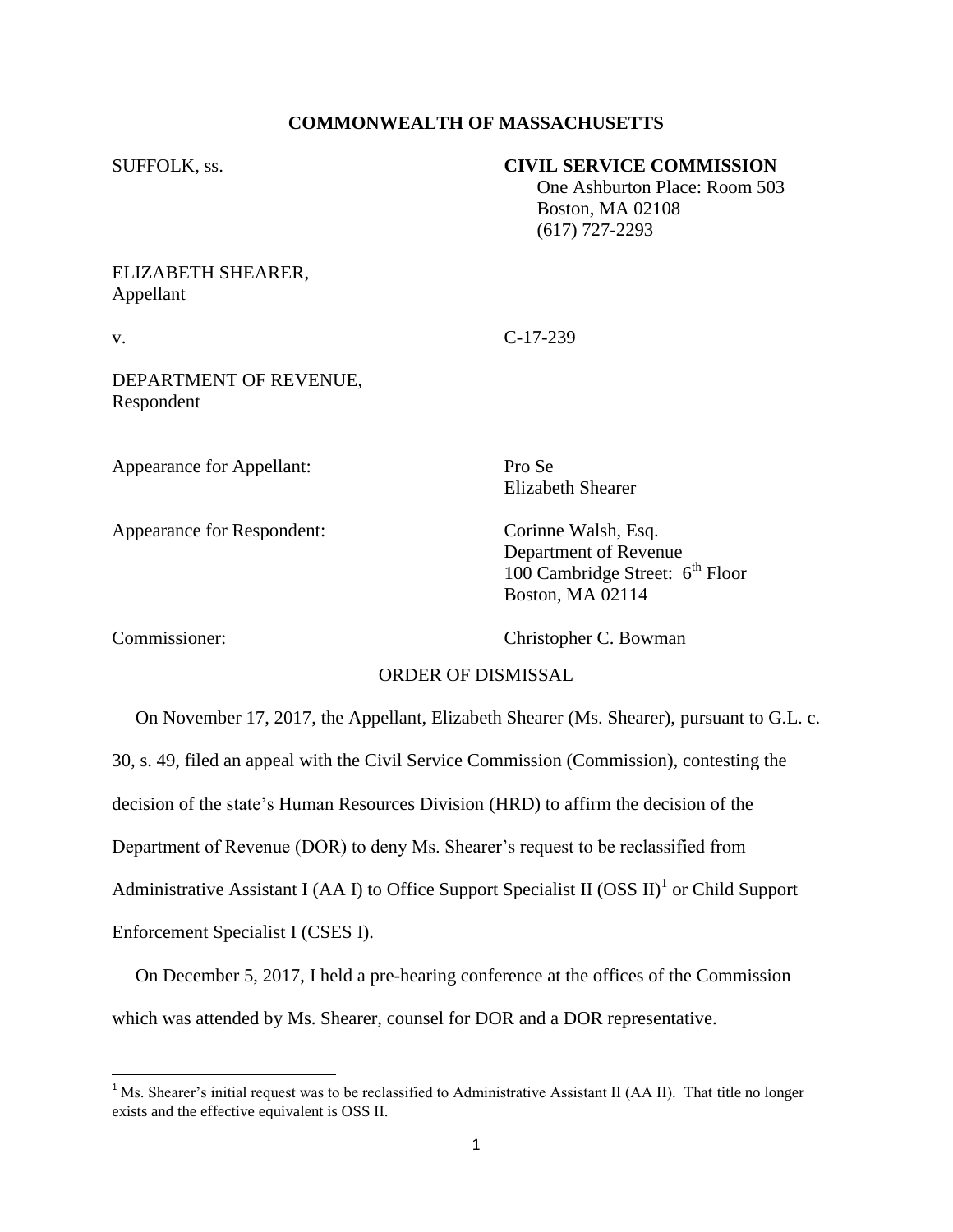**COMMONWEALTH OF MASSACHUSETTS**

SUFFOLK, ss.

**CIVIL SERVICE COMMISSION**
One Ashburton Place: Room 503
Boston, MA 02108
(617) 727-2293

ELIZABETH SHEARER,
Appellant

v. C-17-239

DEPARTMENT OF REVENUE,
Respondent

Appearance for Appellant: Pro Se
Elizabeth Shearer

Appearance for Respondent: Corinne Walsh, Esq.
Department of Revenue
100 Cambridge Street: 6th Floor
Boston, MA 02114

Commissioner: Christopher C. Bowman

ORDER OF DISMISSAL

On November 17, 2017, the Appellant, Elizabeth Shearer (Ms. Shearer), pursuant to G.L. c. 30, s. 49, filed an appeal with the Civil Service Commission (Commission), contesting the decision of the state's Human Resources Division (HRD) to affirm the decision of the Department of Revenue (DOR) to deny Ms. Shearer's request to be reclassified from Administrative Assistant I (AA I) to Office Support Specialist II (OSS II)[1] or Child Support Enforcement Specialist I (CSES I).

On December 5, 2017, I held a pre-hearing conference at the offices of the Commission which was attended by Ms. Shearer, counsel for DOR and a DOR representative.

[1] Ms. Shearer's initial request was to be reclassified to Administrative Assistant II (AA II). That title no longer exists and the effective equivalent is OSS II.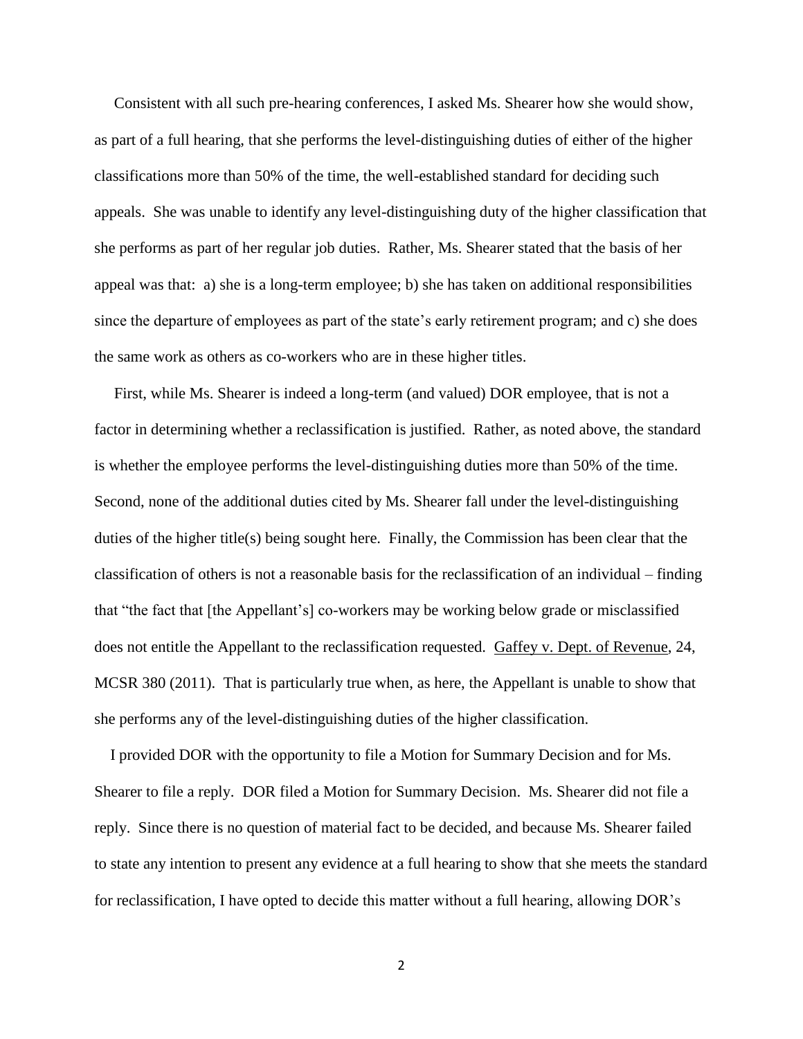Consistent with all such pre-hearing conferences, I asked Ms. Shearer how she would show, as part of a full hearing, that she performs the level-distinguishing duties of either of the higher classifications more than 50% of the time, the well-established standard for deciding such appeals. She was unable to identify any level-distinguishing duty of the higher classification that she performs as part of her regular job duties. Rather, Ms. Shearer stated that the basis of her appeal was that: a) she is a long-term employee; b) she has taken on additional responsibilities since the departure of employees as part of the state's early retirement program; and c) she does the same work as others as co-workers who are in these higher titles.

First, while Ms. Shearer is indeed a long-term (and valued) DOR employee, that is not a factor in determining whether a reclassification is justified. Rather, as noted above, the standard is whether the employee performs the level-distinguishing duties more than 50% of the time. Second, none of the additional duties cited by Ms. Shearer fall under the level-distinguishing duties of the higher title(s) being sought here. Finally, the Commission has been clear that the classification of others is not a reasonable basis for the reclassification of an individual – finding that "the fact that [the Appellant's] co-workers may be working below grade or misclassified does not entitle the Appellant to the reclassification requested. Gaffey v. Dept. of Revenue, 24, MCSR 380 (2011). That is particularly true when, as here, the Appellant is unable to show that she performs any of the level-distinguishing duties of the higher classification.

I provided DOR with the opportunity to file a Motion for Summary Decision and for Ms. Shearer to file a reply. DOR filed a Motion for Summary Decision. Ms. Shearer did not file a reply. Since there is no question of material fact to be decided, and because Ms. Shearer failed to state any intention to present any evidence at a full hearing to show that she meets the standard for reclassification, I have opted to decide this matter without a full hearing, allowing DOR's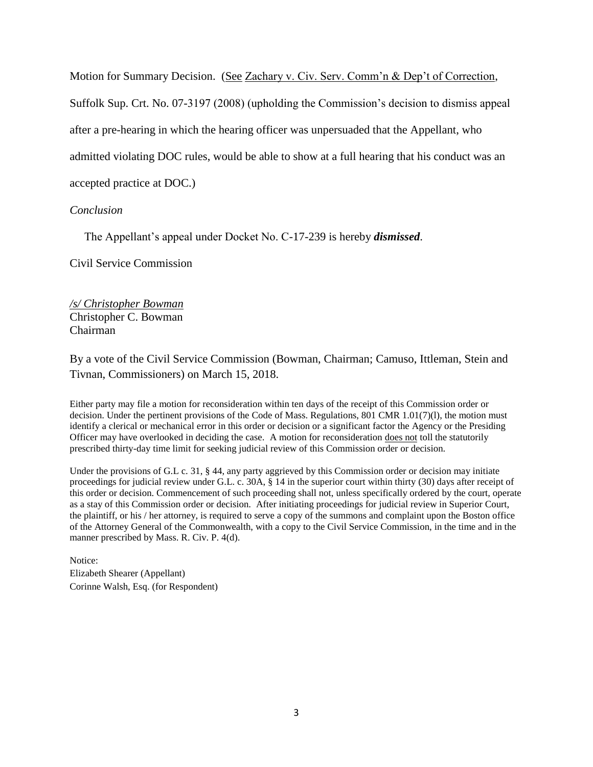Motion for Summary Decision. (See Zachary v. Civ. Serv. Comm'n & Dep't of Correction, Suffolk Sup. Crt. No. 07-3197 (2008) (upholding the Commission's decision to dismiss appeal after a pre-hearing in which the hearing officer was unpersuaded that the Appellant, who admitted violating DOC rules, would be able to show at a full hearing that his conduct was an accepted practice at DOC.)

*Conclusion*

The Appellant's appeal under Docket No. C-17-239 is hereby ***dismissed***.

Civil Service Commission

*/s/ Christopher Bowman*
Christopher C. Bowman
Chairman

By a vote of the Civil Service Commission (Bowman, Chairman; Camuso, Ittleman, Stein and Tivnan, Commissioners) on March 15, 2018.

Either party may file a motion for reconsideration within ten days of the receipt of this Commission order or decision. Under the pertinent provisions of the Code of Mass. Regulations, 801 CMR 1.01(7)(l), the motion must identify a clerical or mechanical error in this order or decision or a significant factor the Agency or the Presiding Officer may have overlooked in deciding the case. A motion for reconsideration does not toll the statutorily prescribed thirty-day time limit for seeking judicial review of this Commission order or decision.

Under the provisions of G.L c. 31, § 44, any party aggrieved by this Commission order or decision may initiate proceedings for judicial review under G.L. c. 30A, § 14 in the superior court within thirty (30) days after receipt of this order or decision. Commencement of such proceeding shall not, unless specifically ordered by the court, operate as a stay of this Commission order or decision. After initiating proceedings for judicial review in Superior Court, the plaintiff, or his / her attorney, is required to serve a copy of the summons and complaint upon the Boston office of the Attorney General of the Commonwealth, with a copy to the Civil Service Commission, in the time and in the manner prescribed by Mass. R. Civ. P. 4(d).

Notice:
Elizabeth Shearer (Appellant)
Corinne Walsh, Esq. (for Respondent)